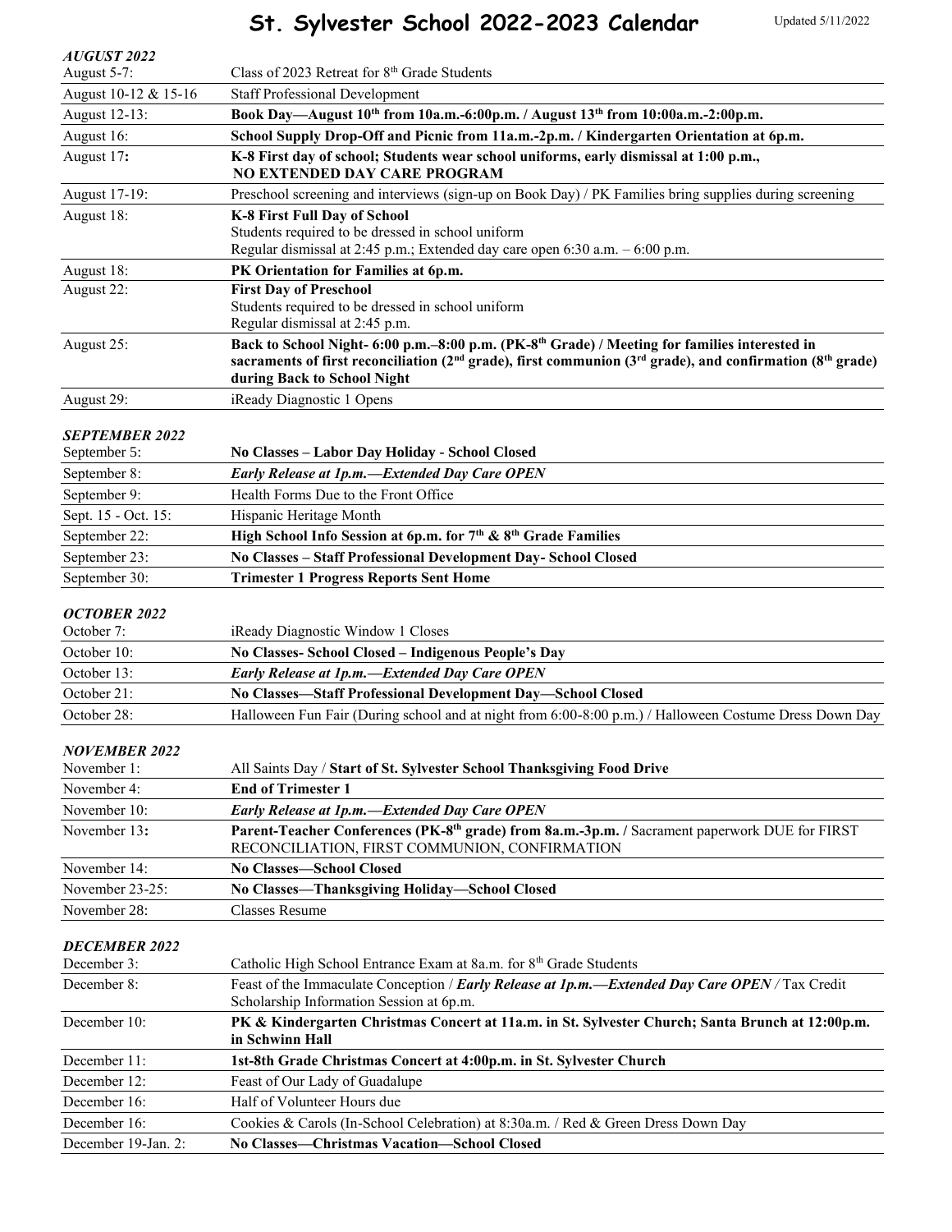# St. Sylvester School 2022-2023 Calendar

Updated 5/11/2022

### *AUGUST 2022*

| | |
|---|---|
| August 5-7: | Class of 2023 Retreat for 8th Grade Students |
| August 10-12 & 15-16 | Staff Professional Development |
| August 12-13: | **Book Day—August 10th from 10a.m.-6:00p.m. / August 13th from 10:00a.m.-2:00p.m.** |
| August 16: | **School Supply Drop-Off and Picnic from 11a.m.-2p.m. / Kindergarten Orientation at 6p.m.** |
| August 17**:** | **K-8 First day of school; Students wear school uniforms, early dismissal at 1:00 p.m., NO EXTENDED DAY CARE PROGRAM** |
| August 17-19: | Preschool screening and interviews (sign-up on Book Day) / PK Families bring supplies during screening |
| August 18: | **K-8 First Full Day of School** Students required to be dressed in school uniform Regular dismissal at 2:45 p.m.; Extended day care open 6:30 a.m. – 6:00 p.m. |
| August 18: | **PK Orientation for Families at 6p.m.** |
| August 22: | **First Day of Preschool** Students required to be dressed in school uniform Regular dismissal at 2:45 p.m. |
| August 25: | **Back to School Night- 6:00 p.m.–8:00 p.m. (PK-8th Grade) / Meeting for families interested in sacraments of first reconciliation (2nd grade), first communion (3rd grade), and confirmation (8th grade) during Back to School Night** |
| August 29: | iReady Diagnostic 1 Opens |

### *SEPTEMBER 2022*

| | |
|---|---|
| September 5: | **No Classes – Labor Day Holiday - School Closed** |
| September 8: | ***Early Release at 1p.m.—Extended Day Care OPEN*** |
| September 9: | Health Forms Due to the Front Office |
| Sept. 15 - Oct. 15: | Hispanic Heritage Month |
| September 22: | **High School Info Session at 6p.m. for 7th & 8th Grade Families** |
| September 23: | **No Classes – Staff Professional Development Day- School Closed** |
| September 30: | **Trimester 1 Progress Reports Sent Home** |

### *OCTOBER 2022*

| | |
|---|---|
| October 7: | iReady Diagnostic Window 1 Closes |
| October 10: | **No Classes- School Closed – Indigenous People's Day** |
| October 13: | ***Early Release at 1p.m.—Extended Day Care OPEN*** |
| October 21: | **No Classes—Staff Professional Development Day—School Closed** |
| October 28: | Halloween Fun Fair (During school and at night from 6:00-8:00 p.m.) / Halloween Costume Dress Down Day |

### *NOVEMBER 2022*

| | |
|---|---|
| November 1: | All Saints Day / **Start of St. Sylvester School Thanksgiving Food Drive** |
| November 4: | **End of Trimester 1** |
| November 10: | ***Early Release at 1p.m.—Extended Day Care OPEN*** |
| November 13**:** | **Parent-Teacher Conferences (PK-8th grade) from 8a.m.-3p.m. /** Sacrament paperwork DUE for FIRST RECONCILIATION, FIRST COMMUNION, CONFIRMATION |
| November 14: | **No Classes—School Closed** |
| November 23-25: | **No Classes—Thanksgiving Holiday—School Closed** |
| November 28: | Classes Resume |

### *DECEMBER 2022*

| | |
|---|---|
| December 3: | Catholic High School Entrance Exam at 8a.m. for 8th Grade Students |
| December 8: | Feast of the Immaculate Conception / ***Early Release at 1p.m.—Extended Day Care OPEN*** / Tax Credit Scholarship Information Session at 6p.m. |
| December 10: | **PK & Kindergarten Christmas Concert at 11a.m. in St. Sylvester Church; Santa Brunch at 12:00p.m. in Schwinn Hall** |
| December 11: | **1st-8th Grade Christmas Concert at 4:00p.m. in St. Sylvester Church** |
| December 12: | Feast of Our Lady of Guadalupe |
| December 16: | Half of Volunteer Hours due |
| December 16: | Cookies & Carols (In-School Celebration) at 8:30a.m. / Red & Green Dress Down Day |
| December 19-Jan. 2: | **No Classes—Christmas Vacation—School Closed** |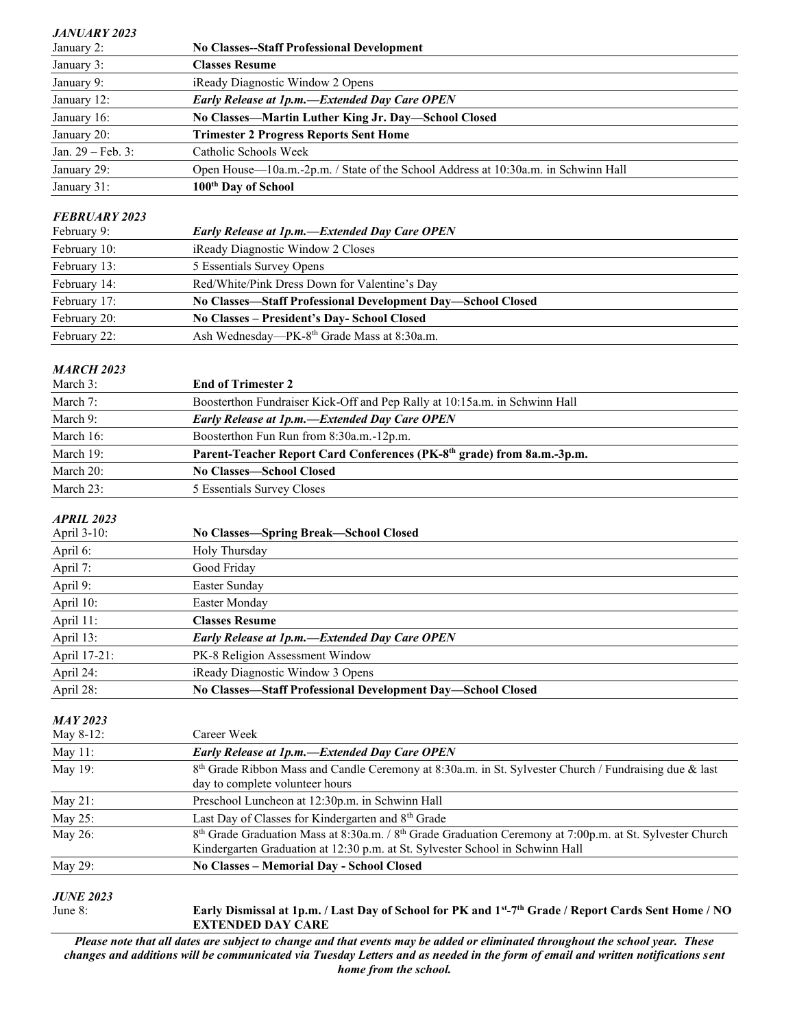***JANUARY 2023***

| | |
|---|---|
| January 2: | **No Classes--Staff Professional Development** |
| January 3: | **Classes Resume** |
| January 9: | iReady Diagnostic Window 2 Opens |
| January 12: | ***Early Release at 1p.m.—Extended Day Care OPEN*** |
| January 16: | **No Classes—Martin Luther King Jr. Day—School Closed** |
| January 20: | **Trimester 2 Progress Reports Sent Home** |
| Jan. 29 – Feb. 3: | Catholic Schools Week |
| January 29: | Open House—10a.m.-2p.m. / State of the School Address at 10:30a.m. in Schwinn Hall |
| January 31: | **100th Day of School** |

***FEBRUARY 2023***

| | |
|---|---|
| February 9: | ***Early Release at 1p.m.—Extended Day Care OPEN*** |
| February 10: | iReady Diagnostic Window 2 Closes |
| February 13: | 5 Essentials Survey Opens |
| February 14: | Red/White/Pink Dress Down for Valentine's Day |
| February 17: | **No Classes—Staff Professional Development Day—School Closed** |
| February 20: | **No Classes – President's Day- School Closed** |
| February 22: | Ash Wednesday—PK-8th Grade Mass at 8:30a.m. |

***MARCH 2023***

| | |
|---|---|
| March 3: | **End of Trimester 2** |
| March 7: | Boosterthon Fundraiser Kick-Off and Pep Rally at 10:15a.m. in Schwinn Hall |
| March 9: | ***Early Release at 1p.m.—Extended Day Care OPEN*** |
| March 16: | Boosterthon Fun Run from 8:30a.m.-12p.m. |
| March 19: | **Parent-Teacher Report Card Conferences (PK-8th grade) from 8a.m.-3p.m.** |
| March 20: | **No Classes—School Closed** |
| March 23: | 5 Essentials Survey Closes |

***APRIL 2023***

| | |
|---|---|
| April 3-10: | **No Classes—Spring Break—School Closed** |
| April 6: | Holy Thursday |
| April 7: | Good Friday |
| April 9: | Easter Sunday |
| April 10: | Easter Monday |
| April 11: | **Classes Resume** |
| April 13: | ***Early Release at 1p.m.—Extended Day Care OPEN*** |
| April 17-21: | PK-8 Religion Assessment Window |
| April 24: | iReady Diagnostic Window 3 Opens |
| April 28: | **No Classes—Staff Professional Development Day—School Closed** |

***MAY 2023***

| | |
|---|---|
| May 8-12: | Career Week |
| May 11: | ***Early Release at 1p.m.—Extended Day Care OPEN*** |
| May 19: | 8th Grade Ribbon Mass and Candle Ceremony at 8:30a.m. in St. Sylvester Church / Fundraising due & last day to complete volunteer hours |
| May 21: | Preschool Luncheon at 12:30p.m. in Schwinn Hall |
| May 25: | Last Day of Classes for Kindergarten and 8th Grade |
| May 26: | 8th Grade Graduation Mass at 8:30a.m. / 8th Grade Graduation Ceremony at 7:00p.m. at St. Sylvester Church Kindergarten Graduation at 12:30 p.m. at St. Sylvester School in Schwinn Hall |
| May 29: | **No Classes – Memorial Day - School Closed** |

***JUNE 2023***

| | |
|---|---|
| June 8: | **Early Dismissal at 1p.m. / Last Day of School for PK and 1st-7th Grade / Report Cards Sent Home / NO EXTENDED DAY CARE** |

***Please note that all dates are subject to change and that events may be added or eliminated throughout the school year. These changes and additions will be communicated via Tuesday Letters and as needed in the form of email and written notifications sent home from the school.***